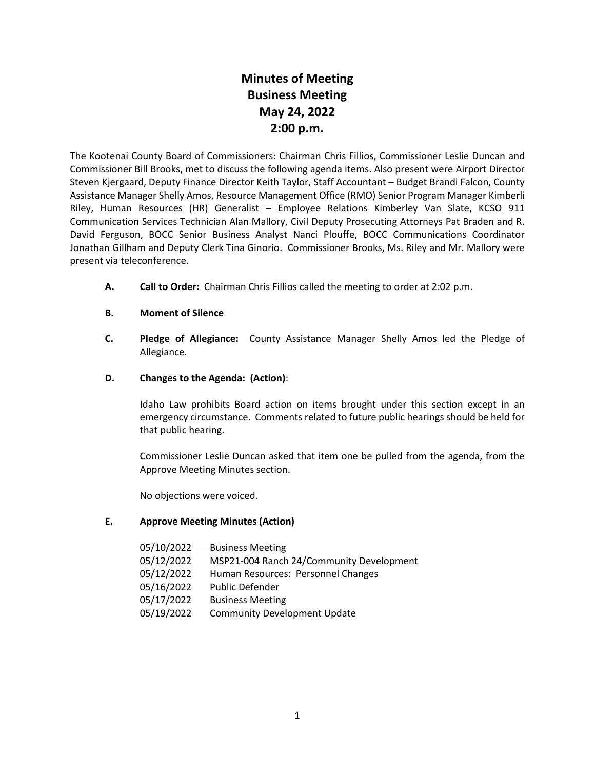# Minutes of Meeting
# Business Meeting
# May 24, 2022
# 2:00 p.m.

The Kootenai County Board of Commissioners: Chairman Chris Fillios, Commissioner Leslie Duncan and Commissioner Bill Brooks, met to discuss the following agenda items. Also present were Airport Director Steven Kjergaard, Deputy Finance Director Keith Taylor, Staff Accountant – Budget Brandi Falcon, County Assistance Manager Shelly Amos, Resource Management Office (RMO) Senior Program Manager Kimberli Riley, Human Resources (HR) Generalist – Employee Relations Kimberley Van Slate, KCSO 911 Communication Services Technician Alan Mallory, Civil Deputy Prosecuting Attorneys Pat Braden and R. David Ferguson, BOCC Senior Business Analyst Nanci Plouffe, BOCC Communications Coordinator Jonathan Gillham and Deputy Clerk Tina Ginorio. Commissioner Brooks, Ms. Riley and Mr. Mallory were present via teleconference.

**A. Call to Order:** Chairman Chris Fillios called the meeting to order at 2:02 p.m.

**B. Moment of Silence**

**C. Pledge of Allegiance:** County Assistance Manager Shelly Amos led the Pledge of Allegiance.

**D. Changes to the Agenda: (Action)**:

Idaho Law prohibits Board action on items brought under this section except in an emergency circumstance. Comments related to future public hearings should be held for that public hearing.

Commissioner Leslie Duncan asked that item one be pulled from the agenda, from the Approve Meeting Minutes section.

No objections were voiced.

**E. Approve Meeting Minutes (Action)**

~~05/10/2022 Business Meeting~~
05/12/2022 MSP21-004 Ranch 24/Community Development
05/12/2022 Human Resources: Personnel Changes
05/16/2022 Public Defender
05/17/2022 Business Meeting
05/19/2022 Community Development Update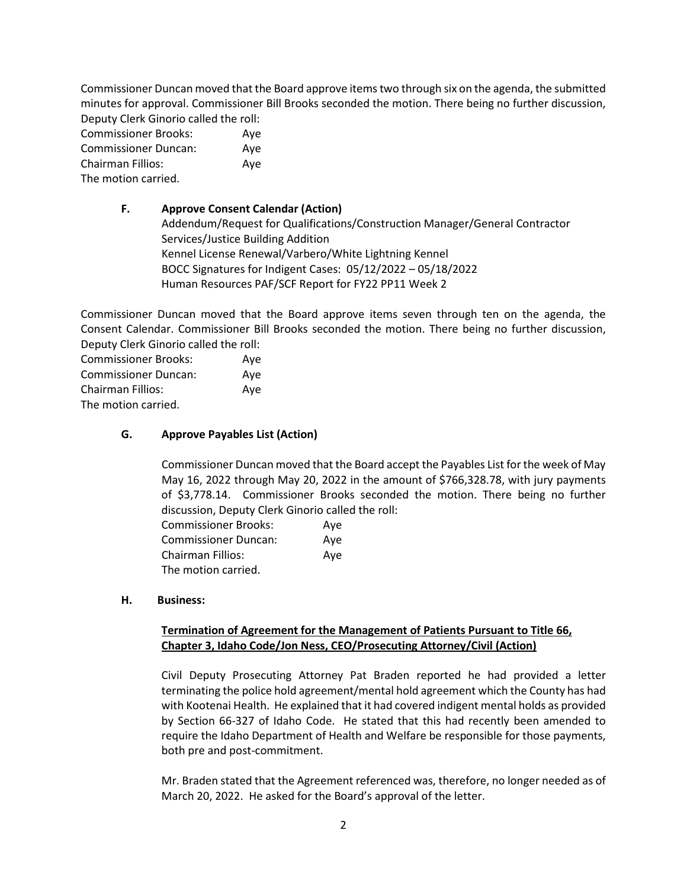Commissioner Duncan moved that the Board approve items two through six on the agenda, the submitted minutes for approval. Commissioner Bill Brooks seconded the motion. There being no further discussion, Deputy Clerk Ginorio called the roll:

Commissioner Brooks: Aye
Commissioner Duncan: Aye
Chairman Fillios: Aye
The motion carried.

**F. Approve Consent Calendar (Action)**

Addendum/Request for Qualifications/Construction Manager/General Contractor Services/Justice Building Addition
Kennel License Renewal/Varbero/White Lightning Kennel
BOCC Signatures for Indigent Cases: 05/12/2022 – 05/18/2022
Human Resources PAF/SCF Report for FY22 PP11 Week 2

Commissioner Duncan moved that the Board approve items seven through ten on the agenda, the Consent Calendar. Commissioner Bill Brooks seconded the motion. There being no further discussion, Deputy Clerk Ginorio called the roll:

Commissioner Brooks: Aye
Commissioner Duncan: Aye
Chairman Fillios: Aye
The motion carried.

**G. Approve Payables List (Action)**

Commissioner Duncan moved that the Board accept the Payables List for the week of May May 16, 2022 through May 20, 2022 in the amount of $766,328.78, with jury payments of $3,778.14. Commissioner Brooks seconded the motion. There being no further discussion, Deputy Clerk Ginorio called the roll:

Commissioner Brooks: Aye
Commissioner Duncan: Aye
Chairman Fillios: Aye
The motion carried.

**H. Business:**

**Termination of Agreement for the Management of Patients Pursuant to Title 66, Chapter 3, Idaho Code/Jon Ness, CEO/Prosecuting Attorney/Civil (Action)**

Civil Deputy Prosecuting Attorney Pat Braden reported he had provided a letter terminating the police hold agreement/mental hold agreement which the County has had with Kootenai Health. He explained that it had covered indigent mental holds as provided by Section 66-327 of Idaho Code. He stated that this had recently been amended to require the Idaho Department of Health and Welfare be responsible for those payments, both pre and post-commitment.

Mr. Braden stated that the Agreement referenced was, therefore, no longer needed as of March 20, 2022. He asked for the Board's approval of the letter.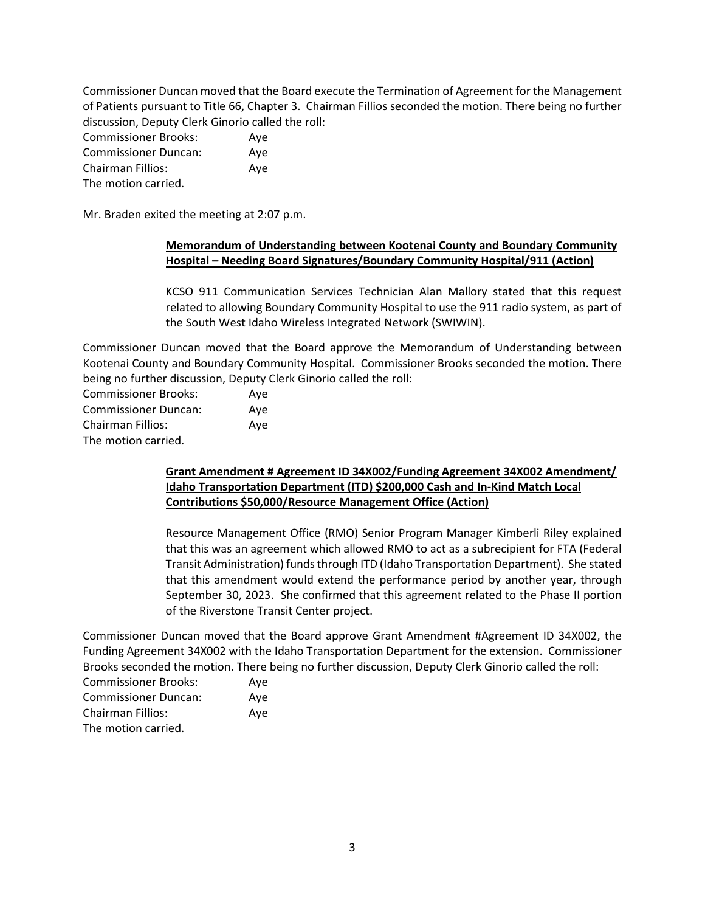Commissioner Duncan moved that the Board execute the Termination of Agreement for the Management of Patients pursuant to Title 66, Chapter 3. Chairman Fillios seconded the motion. There being no further discussion, Deputy Clerk Ginorio called the roll:

Commissioner Brooks: Aye
Commissioner Duncan: Aye
Chairman Fillios: Aye
The motion carried.

Mr. Braden exited the meeting at 2:07 p.m.

**Memorandum of Understanding between Kootenai County and Boundary Community Hospital – Needing Board Signatures/Boundary Community Hospital/911 (Action)**

KCSO 911 Communication Services Technician Alan Mallory stated that this request related to allowing Boundary Community Hospital to use the 911 radio system, as part of the South West Idaho Wireless Integrated Network (SWIWIN).

Commissioner Duncan moved that the Board approve the Memorandum of Understanding between Kootenai County and Boundary Community Hospital. Commissioner Brooks seconded the motion. There being no further discussion, Deputy Clerk Ginorio called the roll:

Commissioner Brooks: Aye
Commissioner Duncan: Aye
Chairman Fillios: Aye
The motion carried.

**Grant Amendment # Agreement ID 34X002/Funding Agreement 34X002 Amendment/ Idaho Transportation Department (ITD) $200,000 Cash and In-Kind Match Local Contributions $50,000/Resource Management Office (Action)**

Resource Management Office (RMO) Senior Program Manager Kimberli Riley explained that this was an agreement which allowed RMO to act as a subrecipient for FTA (Federal Transit Administration) funds through ITD (Idaho Transportation Department). She stated that this amendment would extend the performance period by another year, through September 30, 2023. She confirmed that this agreement related to the Phase II portion of the Riverstone Transit Center project.

Commissioner Duncan moved that the Board approve Grant Amendment #Agreement ID 34X002, the Funding Agreement 34X002 with the Idaho Transportation Department for the extension. Commissioner Brooks seconded the motion. There being no further discussion, Deputy Clerk Ginorio called the roll:

Commissioner Brooks: Aye
Commissioner Duncan: Aye
Chairman Fillios: Aye
The motion carried.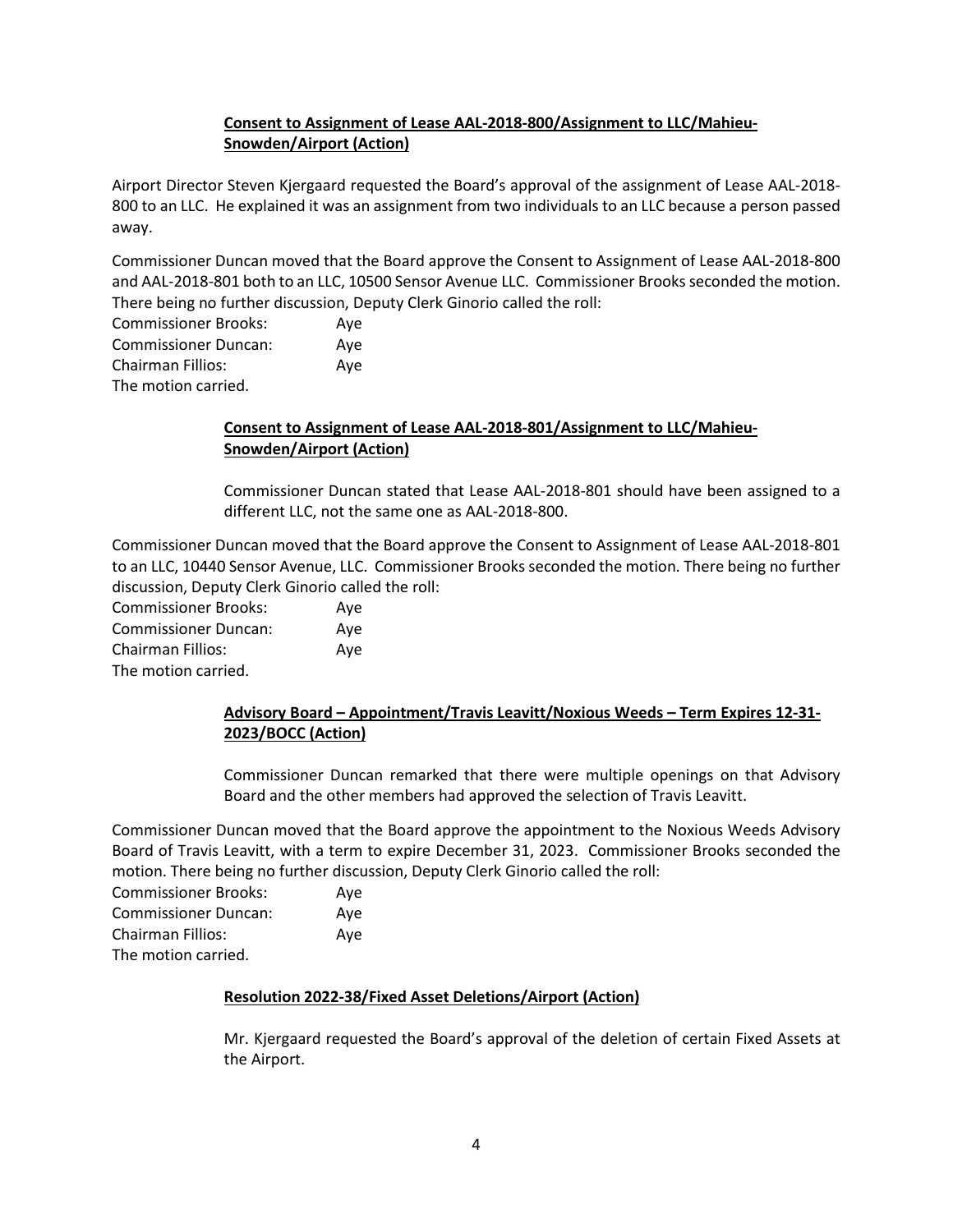**Consent to Assignment of Lease AAL-2018-800/Assignment to LLC/Mahieu-Snowden/Airport (Action)**

Airport Director Steven Kjergaard requested the Board's approval of the assignment of Lease AAL-2018-800 to an LLC. He explained it was an assignment from two individuals to an LLC because a person passed away.

Commissioner Duncan moved that the Board approve the Consent to Assignment of Lease AAL-2018-800 and AAL-2018-801 both to an LLC, 10500 Sensor Avenue LLC. Commissioner Brooks seconded the motion. There being no further discussion, Deputy Clerk Ginorio called the roll:

Commissioner Brooks: Aye
Commissioner Duncan: Aye
Chairman Fillios: Aye
The motion carried.

**Consent to Assignment of Lease AAL-2018-801/Assignment to LLC/Mahieu-Snowden/Airport (Action)**

Commissioner Duncan stated that Lease AAL-2018-801 should have been assigned to a different LLC, not the same one as AAL-2018-800.

Commissioner Duncan moved that the Board approve the Consent to Assignment of Lease AAL-2018-801 to an LLC, 10440 Sensor Avenue, LLC. Commissioner Brooks seconded the motion. There being no further discussion, Deputy Clerk Ginorio called the roll:

Commissioner Brooks: Aye
Commissioner Duncan: Aye
Chairman Fillios: Aye
The motion carried.

**Advisory Board – Appointment/Travis Leavitt/Noxious Weeds – Term Expires 12-31-2023/BOCC (Action)**

Commissioner Duncan remarked that there were multiple openings on that Advisory Board and the other members had approved the selection of Travis Leavitt.

Commissioner Duncan moved that the Board approve the appointment to the Noxious Weeds Advisory Board of Travis Leavitt, with a term to expire December 31, 2023. Commissioner Brooks seconded the motion. There being no further discussion, Deputy Clerk Ginorio called the roll:

Commissioner Brooks: Aye
Commissioner Duncan: Aye
Chairman Fillios: Aye
The motion carried.

**Resolution 2022-38/Fixed Asset Deletions/Airport (Action)**

Mr. Kjergaard requested the Board's approval of the deletion of certain Fixed Assets at the Airport.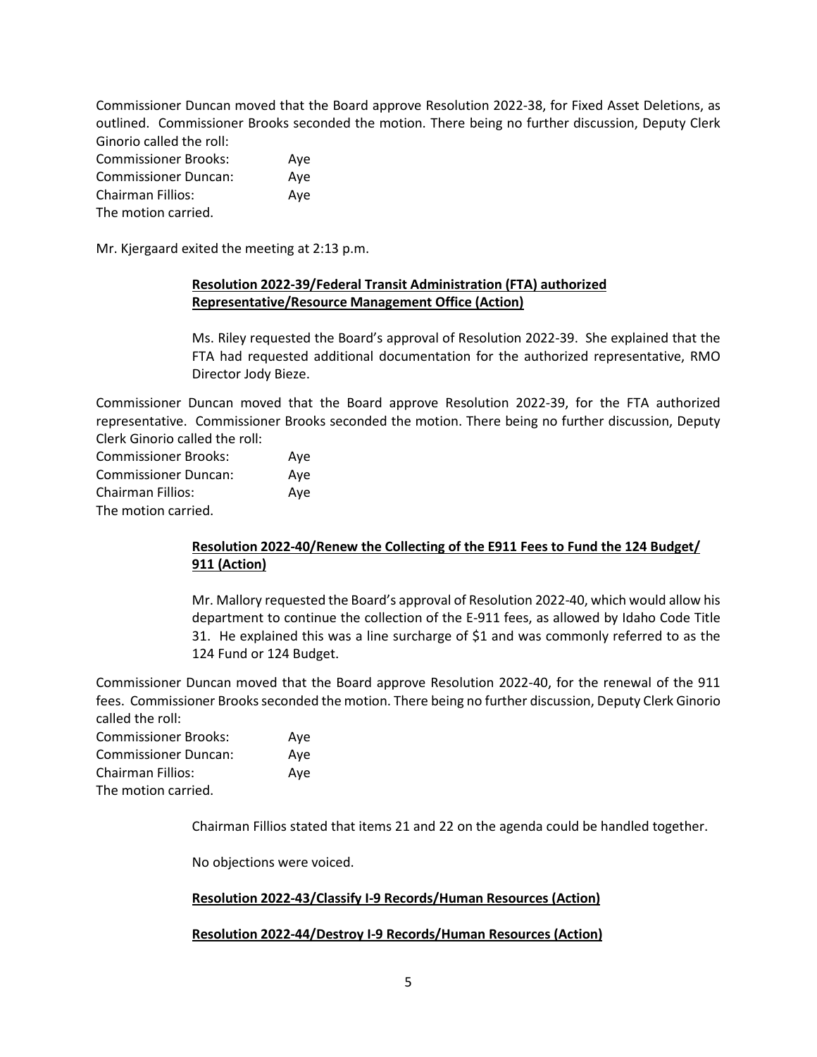Commissioner Duncan moved that the Board approve Resolution 2022-38, for Fixed Asset Deletions, as outlined. Commissioner Brooks seconded the motion. There being no further discussion, Deputy Clerk Ginorio called the roll:

Commissioner Brooks: Aye
Commissioner Duncan: Aye
Chairman Fillios: Aye
The motion carried.

Mr. Kjergaard exited the meeting at 2:13 p.m.

**Resolution 2022-39/Federal Transit Administration (FTA) authorized Representative/Resource Management Office (Action)**

Ms. Riley requested the Board's approval of Resolution 2022-39. She explained that the FTA had requested additional documentation for the authorized representative, RMO Director Jody Bieze.

Commissioner Duncan moved that the Board approve Resolution 2022-39, for the FTA authorized representative. Commissioner Brooks seconded the motion. There being no further discussion, Deputy Clerk Ginorio called the roll:

Commissioner Brooks: Aye
Commissioner Duncan: Aye
Chairman Fillios: Aye
The motion carried.

**Resolution 2022-40/Renew the Collecting of the E911 Fees to Fund the 124 Budget/ 911 (Action)**

Mr. Mallory requested the Board's approval of Resolution 2022-40, which would allow his department to continue the collection of the E-911 fees, as allowed by Idaho Code Title 31. He explained this was a line surcharge of $1 and was commonly referred to as the 124 Fund or 124 Budget.

Commissioner Duncan moved that the Board approve Resolution 2022-40, for the renewal of the 911 fees. Commissioner Brooks seconded the motion. There being no further discussion, Deputy Clerk Ginorio called the roll:

Commissioner Brooks: Aye
Commissioner Duncan: Aye
Chairman Fillios: Aye
The motion carried.

Chairman Fillios stated that items 21 and 22 on the agenda could be handled together.

No objections were voiced.

**Resolution 2022-43/Classify I-9 Records/Human Resources (Action)**

**Resolution 2022-44/Destroy I-9 Records/Human Resources (Action)**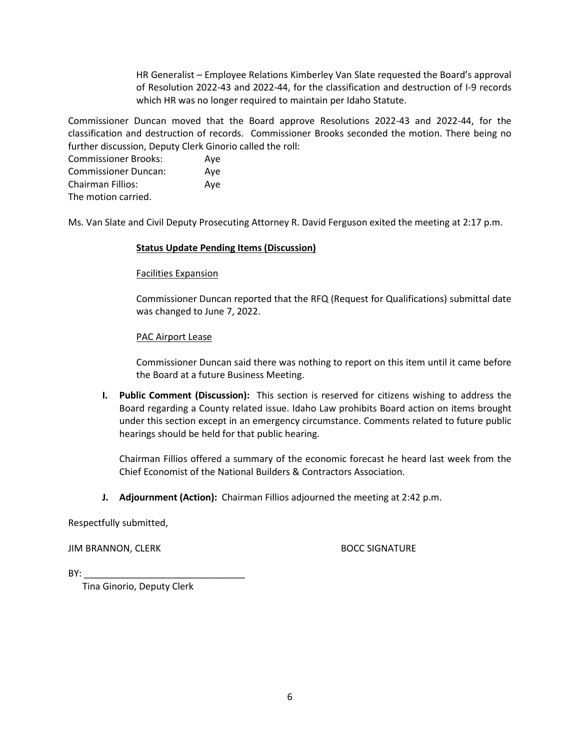HR Generalist – Employee Relations Kimberley Van Slate requested the Board's approval of Resolution 2022-43 and 2022-44, for the classification and destruction of I-9 records which HR was no longer required to maintain per Idaho Statute.

Commissioner Duncan moved that the Board approve Resolutions 2022-43 and 2022-44, for the classification and destruction of records. Commissioner Brooks seconded the motion. There being no further discussion, Deputy Clerk Ginorio called the roll:

| | |
|---|---|
| Commissioner Brooks: | Aye |
| Commissioner Duncan: | Aye |
| Chairman Fillios: | Aye |

The motion carried.

Ms. Van Slate and Civil Deputy Prosecuting Attorney R. David Ferguson exited the meeting at 2:17 p.m.

**Status Update Pending Items (Discussion)**

Facilities Expansion

Commissioner Duncan reported that the RFQ (Request for Qualifications) submittal date was changed to June 7, 2022.

PAC Airport Lease

Commissioner Duncan said there was nothing to report on this item until it came before the Board at a future Business Meeting.

**I. Public Comment (Discussion):** This section is reserved for citizens wishing to address the Board regarding a County related issue. Idaho Law prohibits Board action on items brought under this section except in an emergency circumstance. Comments related to future public hearings should be held for that public hearing.

Chairman Fillios offered a summary of the economic forecast he heard last week from the Chief Economist of the National Builders & Contractors Association.

**J. Adjournment (Action):** Chairman Fillios adjourned the meeting at 2:42 p.m.

Respectfully submitted,

JIM BRANNON, CLERK BOCC SIGNATURE

BY: _______________________________

Tina Ginorio, Deputy Clerk